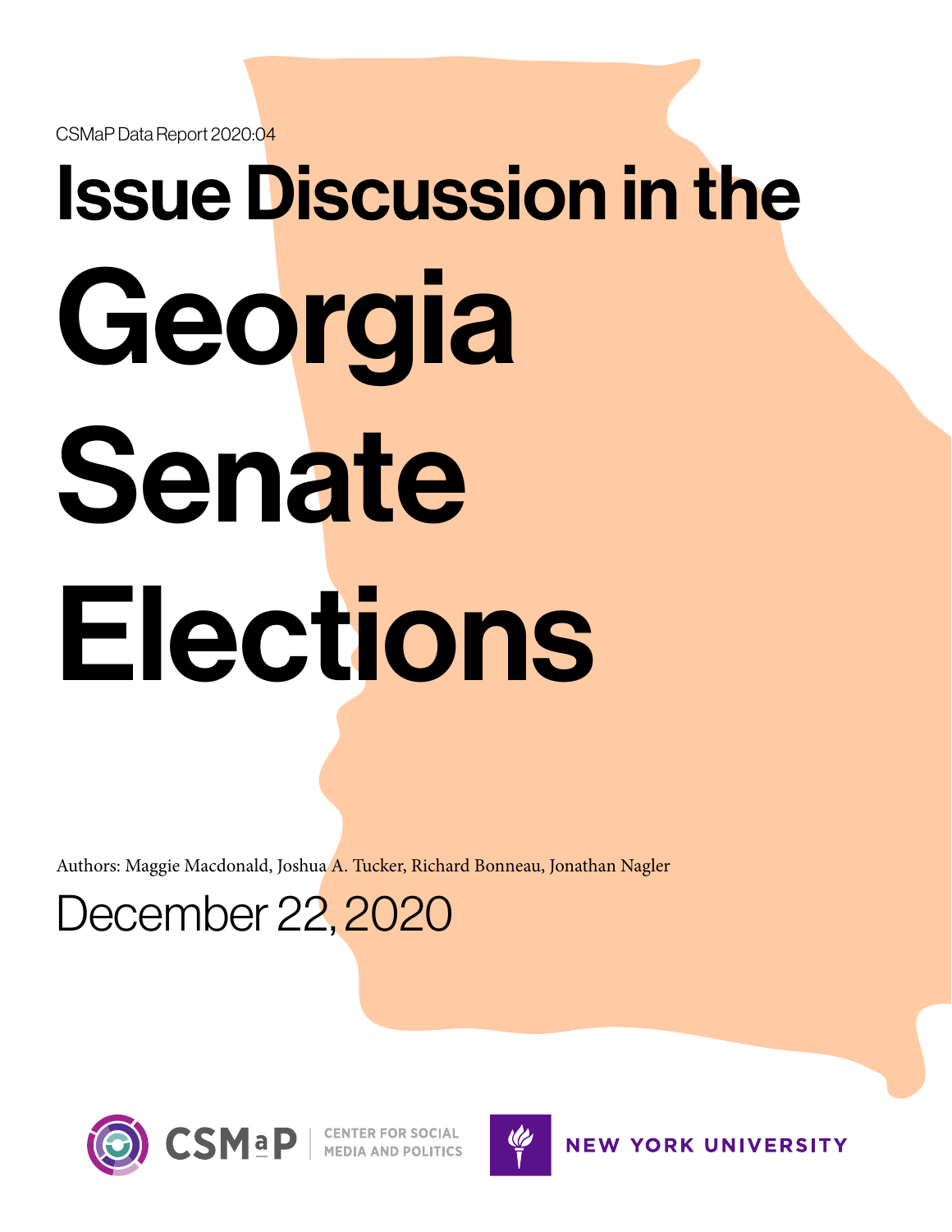CSMaP Data Report 2020:04

# Issue Discussion in the Georgia Senate Elections

Authors: Maggie Macdonald, Joshua A. Tucker, Richard Bonneau, Jonathan Nagler

December 22, 2020

CSMaP | CENTER FOR SOCIAL MEDIA AND POLITICS

NEW YORK UNIVERSITY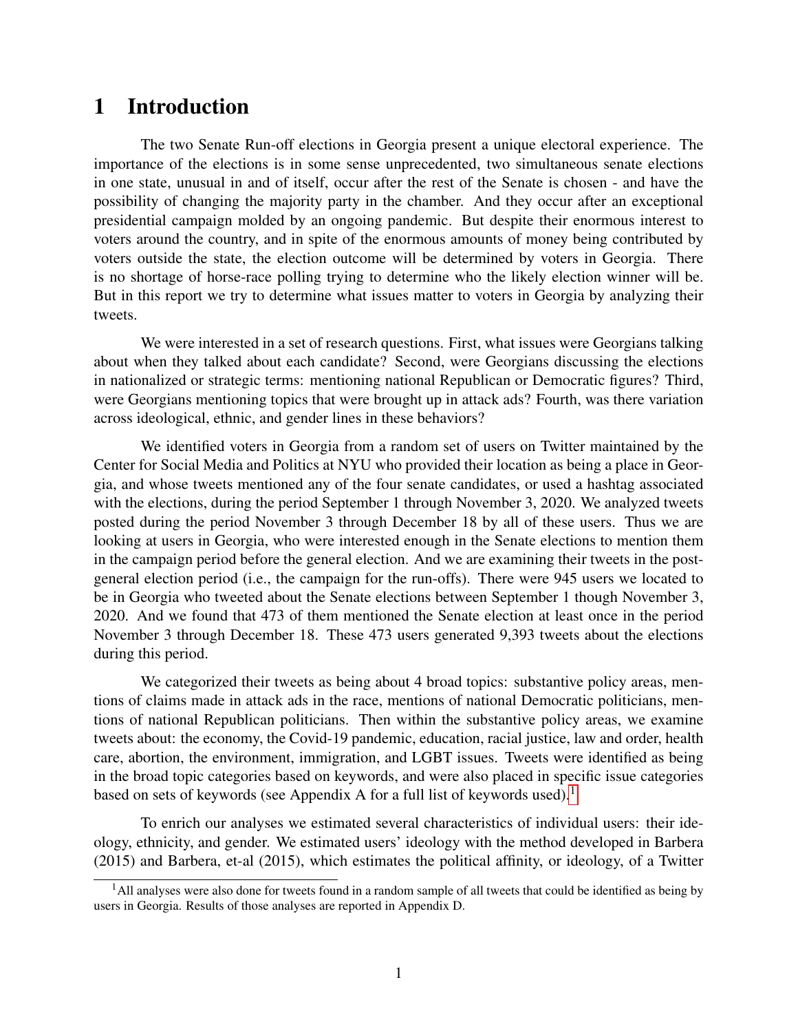# 1 Introduction

The two Senate Run-off elections in Georgia present a unique electoral experience. The importance of the elections is in some sense unprecedented, two simultaneous senate elections in one state, unusual in and of itself, occur after the rest of the Senate is chosen - and have the possibility of changing the majority party in the chamber. And they occur after an exceptional presidential campaign molded by an ongoing pandemic. But despite their enormous interest to voters around the country, and in spite of the enormous amounts of money being contributed by voters outside the state, the election outcome will be determined by voters in Georgia. There is no shortage of horse-race polling trying to determine who the likely election winner will be. But in this report we try to determine what issues matter to voters in Georgia by analyzing their tweets.

We were interested in a set of research questions. First, what issues were Georgians talking about when they talked about each candidate? Second, were Georgians discussing the elections in nationalized or strategic terms: mentioning national Republican or Democratic figures? Third, were Georgians mentioning topics that were brought up in attack ads? Fourth, was there variation across ideological, ethnic, and gender lines in these behaviors?

We identified voters in Georgia from a random set of users on Twitter maintained by the Center for Social Media and Politics at NYU who provided their location as being a place in Georgia, and whose tweets mentioned any of the four senate candidates, or used a hashtag associated with the elections, during the period September 1 through November 3, 2020. We analyzed tweets posted during the period November 3 through December 18 by all of these users. Thus we are looking at users in Georgia, who were interested enough in the Senate elections to mention them in the campaign period before the general election. And we are examining their tweets in the post-general election period (i.e., the campaign for the run-offs). There were 945 users we located to be in Georgia who tweeted about the Senate elections between September 1 though November 3, 2020. And we found that 473 of them mentioned the Senate election at least once in the period November 3 through December 18. These 473 users generated 9,393 tweets about the elections during this period.

We categorized their tweets as being about 4 broad topics: substantive policy areas, mentions of claims made in attack ads in the race, mentions of national Democratic politicians, mentions of national Republican politicians. Then within the substantive policy areas, we examine tweets about: the economy, the Covid-19 pandemic, education, racial justice, law and order, health care, abortion, the environment, immigration, and LGBT issues. Tweets were identified as being in the broad topic categories based on keywords, and were also placed in specific issue categories based on sets of keywords (see Appendix A for a full list of keywords used).[1]

To enrich our analyses we estimated several characteristics of individual users: their ideology, ethnicity, and gender. We estimated users' ideology with the method developed in Barbera (2015) and Barbera, et-al (2015), which estimates the political affinity, or ideology, of a Twitter

[1] All analyses were also done for tweets found in a random sample of all tweets that could be identified as being by users in Georgia. Results of those analyses are reported in Appendix D.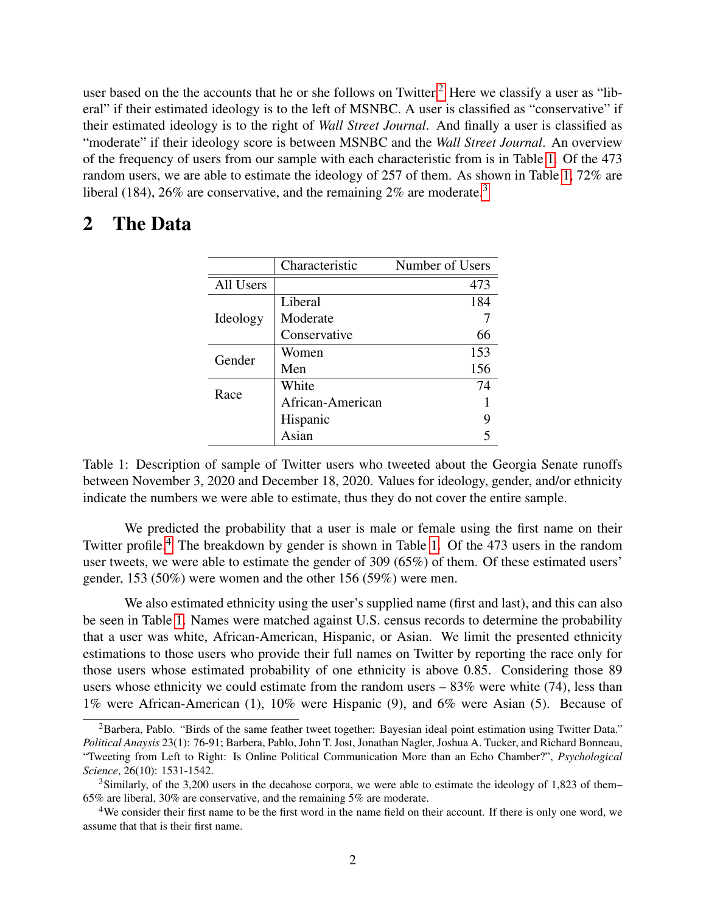user based on the the accounts that he or she follows on Twitter.[2] Here we classify a user as "liberal" if their estimated ideology is to the left of MSNBC. A user is classified as "conservative" if their estimated ideology is to the right of *Wall Street Journal*. And finally a user is classified as "moderate" if their ideology score is between MSNBC and the *Wall Street Journal*. An overview of the frequency of users from our sample with each characteristic from is in Table 1. Of the 473 random users, we are able to estimate the ideology of 257 of them. As shown in Table 1, 72% are liberal (184), 26% are conservative, and the remaining 2% are moderate.[3]

## 2 The Data

| | Characteristic | Number of Users |
|---|---|---|
| All Users | | 473 |
| Ideology | Liberal | 184 |
| | Moderate | 7 |
| | Conservative | 66 |
| Gender | Women | 153 |
| | Men | 156 |
| Race | White | 74 |
| | African-American | 1 |
| | Hispanic | 9 |
| | Asian | 5 |

Table 1: Description of sample of Twitter users who tweeted about the Georgia Senate runoffs between November 3, 2020 and December 18, 2020. Values for ideology, gender, and/or ethnicity indicate the numbers we were able to estimate, thus they do not cover the entire sample.

We predicted the probability that a user is male or female using the first name on their Twitter profile.[4] The breakdown by gender is shown in Table 1. Of the 473 users in the random user tweets, we were able to estimate the gender of 309 (65%) of them. Of these estimated users' gender, 153 (50%) were women and the other 156 (59%) were men.

We also estimated ethnicity using the user's supplied name (first and last), and this can also be seen in Table 1. Names were matched against U.S. census records to determine the probability that a user was white, African-American, Hispanic, or Asian. We limit the presented ethnicity estimations to those users who provide their full names on Twitter by reporting the race only for those users whose estimated probability of one ethnicity is above 0.85. Considering those 89 users whose ethnicity we could estimate from the random users – 83% were white (74), less than 1% were African-American (1), 10% were Hispanic (9), and 6% were Asian (5). Because of

[2] Barbera, Pablo. "Birds of the same feather tweet together: Bayesian ideal point estimation using Twitter Data." *Political Anaysis* 23(1): 76-91; Barbera, Pablo, John T. Jost, Jonathan Nagler, Joshua A. Tucker, and Richard Bonneau, "Tweeting from Left to Right: Is Online Political Communication More than an Echo Chamber?", *Psychological Science*, 26(10): 1531-1542.

[3] Similarly, of the 3,200 users in the decahose corpora, we were able to estimate the ideology of 1,823 of them– 65% are liberal, 30% are conservative, and the remaining 5% are moderate.

[4] We consider their first name to be the first word in the name field on their account. If there is only one word, we assume that that is their first name.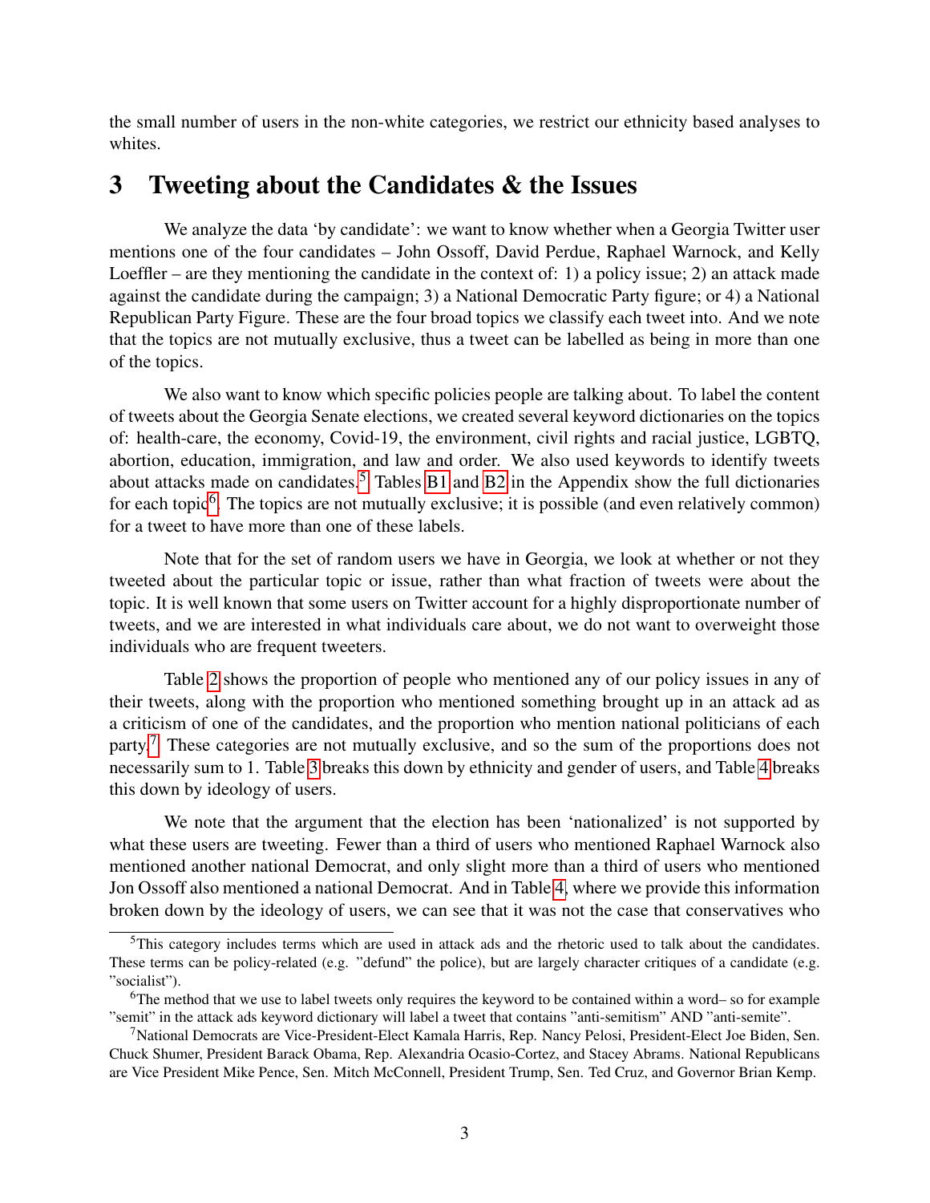the small number of users in the non-white categories, we restrict our ethnicity based analyses to whites.

# 3 Tweeting about the Candidates & the Issues

We analyze the data 'by candidate': we want to know whether when a Georgia Twitter user mentions one of the four candidates – John Ossoff, David Perdue, Raphael Warnock, and Kelly Loeffler – are they mentioning the candidate in the context of: 1) a policy issue; 2) an attack made against the candidate during the campaign; 3) a National Democratic Party figure; or 4) a National Republican Party Figure. These are the four broad topics we classify each tweet into. And we note that the topics are not mutually exclusive, thus a tweet can be labelled as being in more than one of the topics.

We also want to know which specific policies people are talking about. To label the content of tweets about the Georgia Senate elections, we created several keyword dictionaries on the topics of: health-care, the economy, Covid-19, the environment, civil rights and racial justice, LGBTQ, abortion, education, immigration, and law and order. We also used keywords to identify tweets about attacks made on candidates.[5] Tables B1 and B2 in the Appendix show the full dictionaries for each topic[6]. The topics are not mutually exclusive; it is possible (and even relatively common) for a tweet to have more than one of these labels.

Note that for the set of random users we have in Georgia, we look at whether or not they tweeted about the particular topic or issue, rather than what fraction of tweets were about the topic. It is well known that some users on Twitter account for a highly disproportionate number of tweets, and we are interested in what individuals care about, we do not want to overweight those individuals who are frequent tweeters.

Table 2 shows the proportion of people who mentioned any of our policy issues in any of their tweets, along with the proportion who mentioned something brought up in an attack ad as a criticism of one of the candidates, and the proportion who mention national politicians of each party.[7] These categories are not mutually exclusive, and so the sum of the proportions does not necessarily sum to 1. Table 3 breaks this down by ethnicity and gender of users, and Table 4 breaks this down by ideology of users.

We note that the argument that the election has been 'nationalized' is not supported by what these users are tweeting. Fewer than a third of users who mentioned Raphael Warnock also mentioned another national Democrat, and only slight more than a third of users who mentioned Jon Ossoff also mentioned a national Democrat. And in Table 4, where we provide this information broken down by the ideology of users, we can see that it was not the case that conservatives who

---

[5] This category includes terms which are used in attack ads and the rhetoric used to talk about the candidates. These terms can be policy-related (e.g. "defund" the police), but are largely character critiques of a candidate (e.g. "socialist").

[6] The method that we use to label tweets only requires the keyword to be contained within a word– so for example "semit" in the attack ads keyword dictionary will label a tweet that contains "anti-semitism" AND "anti-semite".

[7] National Democrats are Vice-President-Elect Kamala Harris, Rep. Nancy Pelosi, President-Elect Joe Biden, Sen. Chuck Shumer, President Barack Obama, Rep. Alexandria Ocasio-Cortez, and Stacey Abrams. National Republicans are Vice President Mike Pence, Sen. Mitch McConnell, President Trump, Sen. Ted Cruz, and Governor Brian Kemp.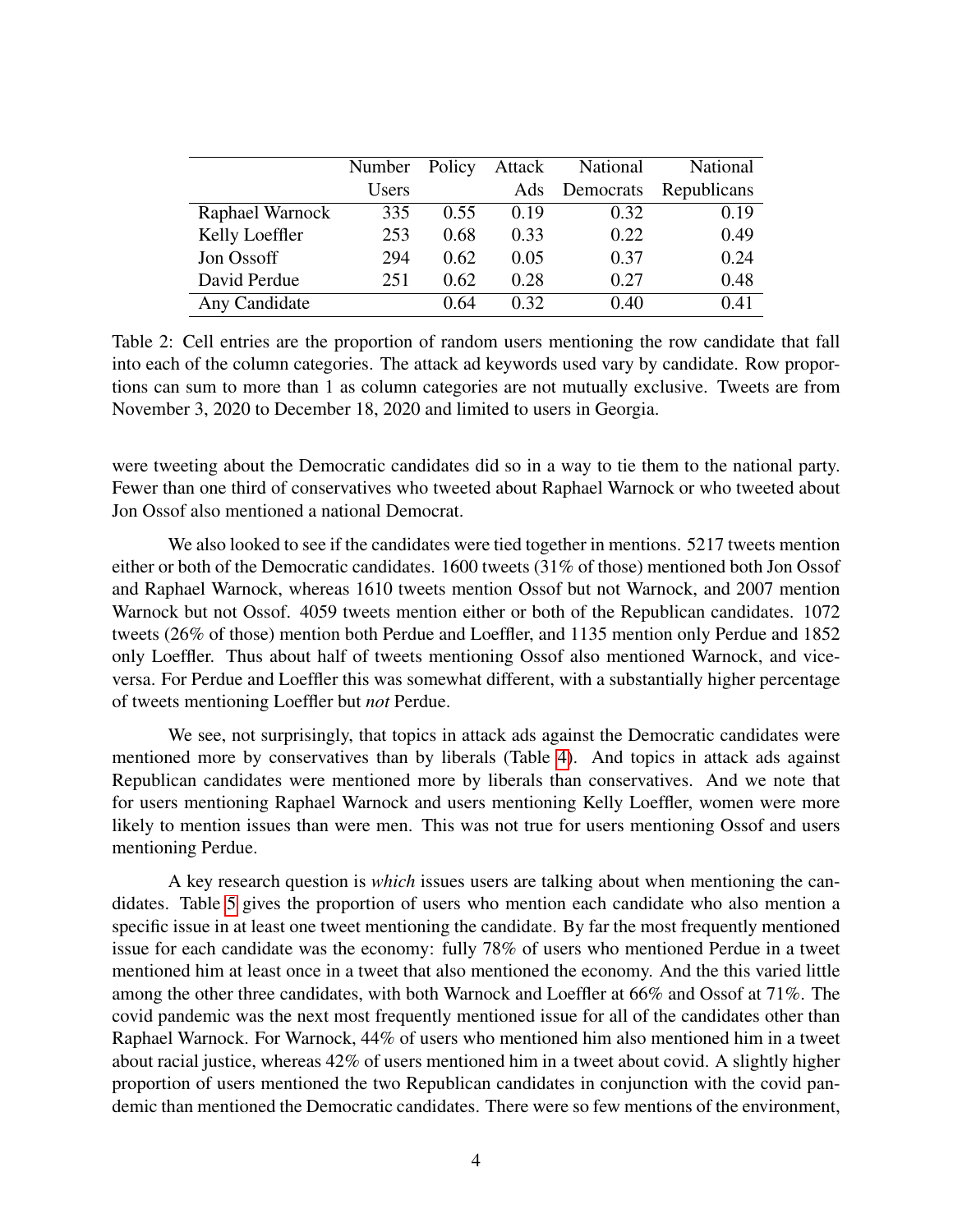| | Number Users | Policy | Attack Ads | National Democrats | National Republicans |
|---|---|---|---|---|---|
| Raphael Warnock | 335 | 0.55 | 0.19 | 0.32 | 0.19 |
| Kelly Loeffler | 253 | 0.68 | 0.33 | 0.22 | 0.49 |
| Jon Ossoff | 294 | 0.62 | 0.05 | 0.37 | 0.24 |
| David Perdue | 251 | 0.62 | 0.28 | 0.27 | 0.48 |
| Any Candidate | | 0.64 | 0.32 | 0.40 | 0.41 |

Table 2: Cell entries are the proportion of random users mentioning the row candidate that fall into each of the column categories. The attack ad keywords used vary by candidate. Row proportions can sum to more than 1 as column categories are not mutually exclusive. Tweets are from November 3, 2020 to December 18, 2020 and limited to users in Georgia.

were tweeting about the Democratic candidates did so in a way to tie them to the national party. Fewer than one third of conservatives who tweeted about Raphael Warnock or who tweeted about Jon Ossof also mentioned a national Democrat.

We also looked to see if the candidates were tied together in mentions. 5217 tweets mention either or both of the Democratic candidates. 1600 tweets (31% of those) mentioned both Jon Ossof and Raphael Warnock, whereas 1610 tweets mention Ossof but not Warnock, and 2007 mention Warnock but not Ossof. 4059 tweets mention either or both of the Republican candidates. 1072 tweets (26% of those) mention both Perdue and Loeffler, and 1135 mention only Perdue and 1852 only Loeffler. Thus about half of tweets mentioning Ossof also mentioned Warnock, and vice-versa. For Perdue and Loeffler this was somewhat different, with a substantially higher percentage of tweets mentioning Loeffler but *not* Perdue.

We see, not surprisingly, that topics in attack ads against the Democratic candidates were mentioned more by conservatives than by liberals (Table 4). And topics in attack ads against Republican candidates were mentioned more by liberals than conservatives. And we note that for users mentioning Raphael Warnock and users mentioning Kelly Loeffler, women were more likely to mention issues than were men. This was not true for users mentioning Ossof and users mentioning Perdue.

A key research question is *which* issues users are talking about when mentioning the candidates. Table 5 gives the proportion of users who mention each candidate who also mention a specific issue in at least one tweet mentioning the candidate. By far the most frequently mentioned issue for each candidate was the economy: fully 78% of users who mentioned Perdue in a tweet mentioned him at least once in a tweet that also mentioned the economy. And the this varied little among the other three candidates, with both Warnock and Loeffler at 66% and Ossof at 71%. The covid pandemic was the next most frequently mentioned issue for all of the candidates other than Raphael Warnock. For Warnock, 44% of users who mentioned him also mentioned him in a tweet about racial justice, whereas 42% of users mentioned him in a tweet about covid. A slightly higher proportion of users mentioned the two Republican candidates in conjunction with the covid pandemic than mentioned the Democratic candidates. There were so few mentions of the environment,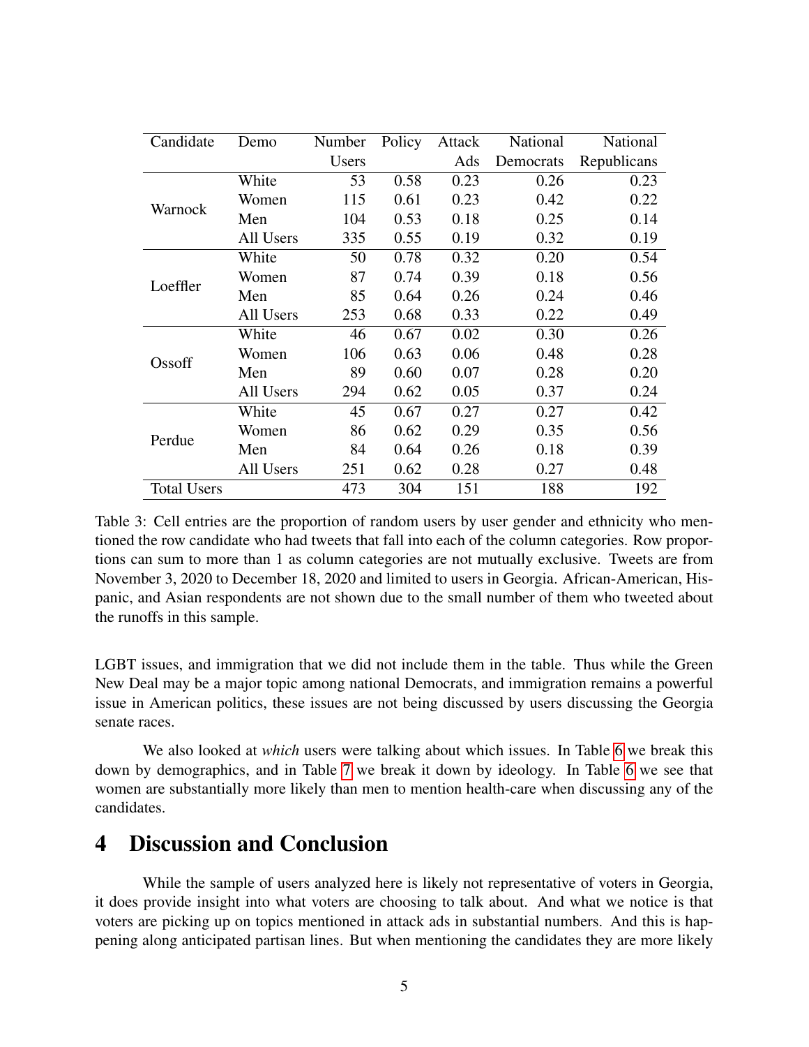| Candidate | Demo | Number Users | Policy | Attack Ads | National Democrats | National Republicans |
|---|---|---|---|---|---|---|
| Warnock | White | 53 | 0.58 | 0.23 | 0.26 | 0.23 |
| | Women | 115 | 0.61 | 0.23 | 0.42 | 0.22 |
| | Men | 104 | 0.53 | 0.18 | 0.25 | 0.14 |
| | All Users | 335 | 0.55 | 0.19 | 0.32 | 0.19 |
| Loeffler | White | 50 | 0.78 | 0.32 | 0.20 | 0.54 |
| | Women | 87 | 0.74 | 0.39 | 0.18 | 0.56 |
| | Men | 85 | 0.64 | 0.26 | 0.24 | 0.46 |
| | All Users | 253 | 0.68 | 0.33 | 0.22 | 0.49 |
| Ossoff | White | 46 | 0.67 | 0.02 | 0.30 | 0.26 |
| | Women | 106 | 0.63 | 0.06 | 0.48 | 0.28 |
| | Men | 89 | 0.60 | 0.07 | 0.28 | 0.20 |
| | All Users | 294 | 0.62 | 0.05 | 0.37 | 0.24 |
| Perdue | White | 45 | 0.67 | 0.27 | 0.27 | 0.42 |
| | Women | 86 | 0.62 | 0.29 | 0.35 | 0.56 |
| | Men | 84 | 0.64 | 0.26 | 0.18 | 0.39 |
| | All Users | 251 | 0.62 | 0.28 | 0.27 | 0.48 |
| Total Users | | 473 | 304 | 151 | 188 | 192 |

Table 3: Cell entries are the proportion of random users by user gender and ethnicity who mentioned the row candidate who had tweets that fall into each of the column categories. Row proportions can sum to more than 1 as column categories are not mutually exclusive. Tweets are from November 3, 2020 to December 18, 2020 and limited to users in Georgia. African-American, Hispanic, and Asian respondents are not shown due to the small number of them who tweeted about the runoffs in this sample.

LGBT issues, and immigration that we did not include them in the table. Thus while the Green New Deal may be a major topic among national Democrats, and immigration remains a powerful issue in American politics, these issues are not being discussed by users discussing the Georgia senate races.

We also looked at *which* users were talking about which issues. In Table 6 we break this down by demographics, and in Table 7 we break it down by ideology. In Table 6 we see that women are substantially more likely than men to mention health-care when discussing any of the candidates.

# 4 Discussion and Conclusion

While the sample of users analyzed here is likely not representative of voters in Georgia, it does provide insight into what voters are choosing to talk about. And what we notice is that voters are picking up on topics mentioned in attack ads in substantial numbers. And this is happening along anticipated partisan lines. But when mentioning the candidates they are more likely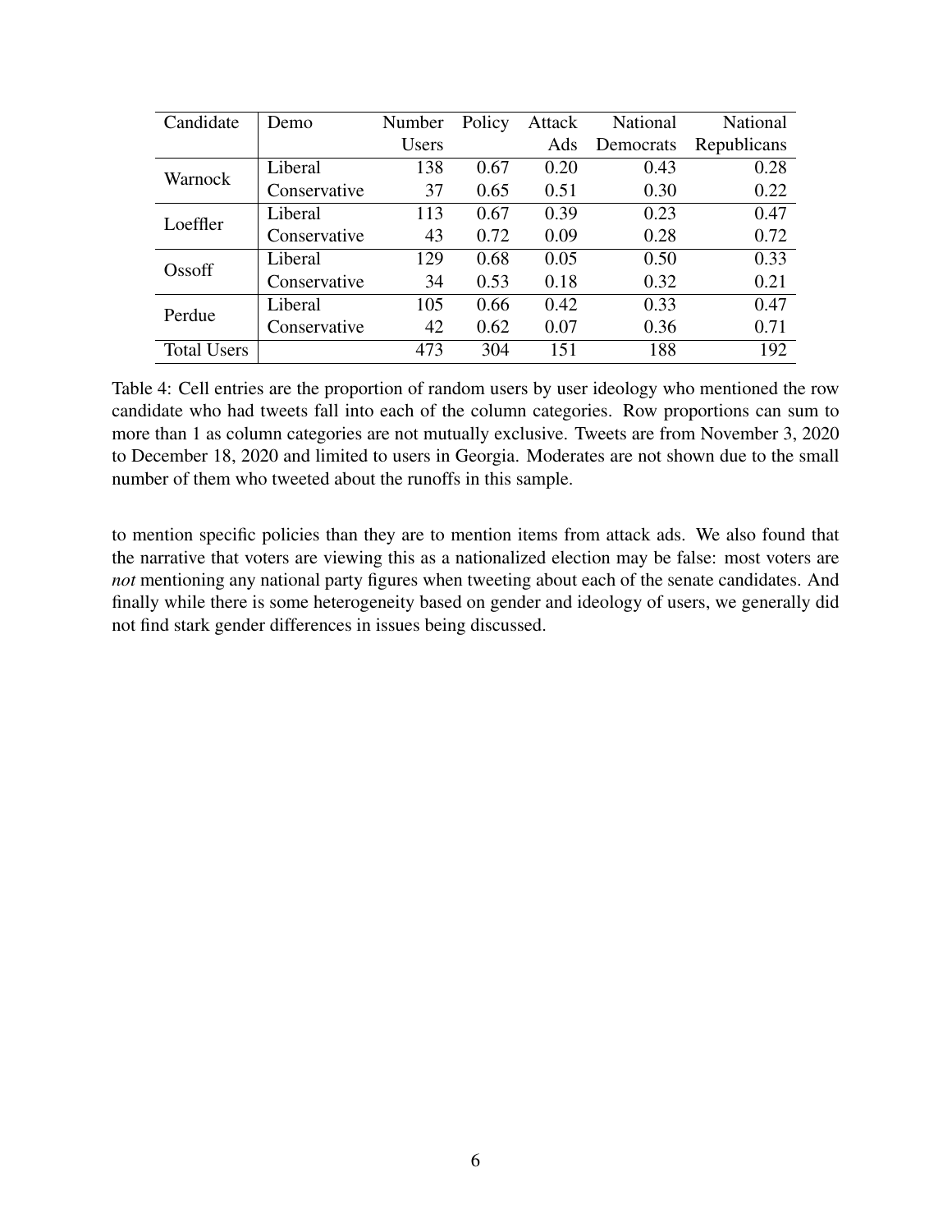| Candidate | Demo | Number Users | Policy | Attack Ads | National Democrats | National Republicans |
|---|---|---|---|---|---|---|
| Warnock | Liberal | 138 | 0.67 | 0.20 | 0.43 | 0.28 |
| | Conservative | 37 | 0.65 | 0.51 | 0.30 | 0.22 |
| Loeffler | Liberal | 113 | 0.67 | 0.39 | 0.23 | 0.47 |
| | Conservative | 43 | 0.72 | 0.09 | 0.28 | 0.72 |
| Ossoff | Liberal | 129 | 0.68 | 0.05 | 0.50 | 0.33 |
| | Conservative | 34 | 0.53 | 0.18 | 0.32 | 0.21 |
| Perdue | Liberal | 105 | 0.66 | 0.42 | 0.33 | 0.47 |
| | Conservative | 42 | 0.62 | 0.07 | 0.36 | 0.71 |
| Total Users | | 473 | 304 | 151 | 188 | 192 |

Table 4: Cell entries are the proportion of random users by user ideology who mentioned the row candidate who had tweets fall into each of the column categories. Row proportions can sum to more than 1 as column categories are not mutually exclusive. Tweets are from November 3, 2020 to December 18, 2020 and limited to users in Georgia. Moderates are not shown due to the small number of them who tweeted about the runoffs in this sample.

to mention specific policies than they are to mention items from attack ads. We also found that the narrative that voters are viewing this as a nationalized election may be false: most voters are *not* mentioning any national party figures when tweeting about each of the senate candidates. And finally while there is some heterogeneity based on gender and ideology of users, we generally did not find stark gender differences in issues being discussed.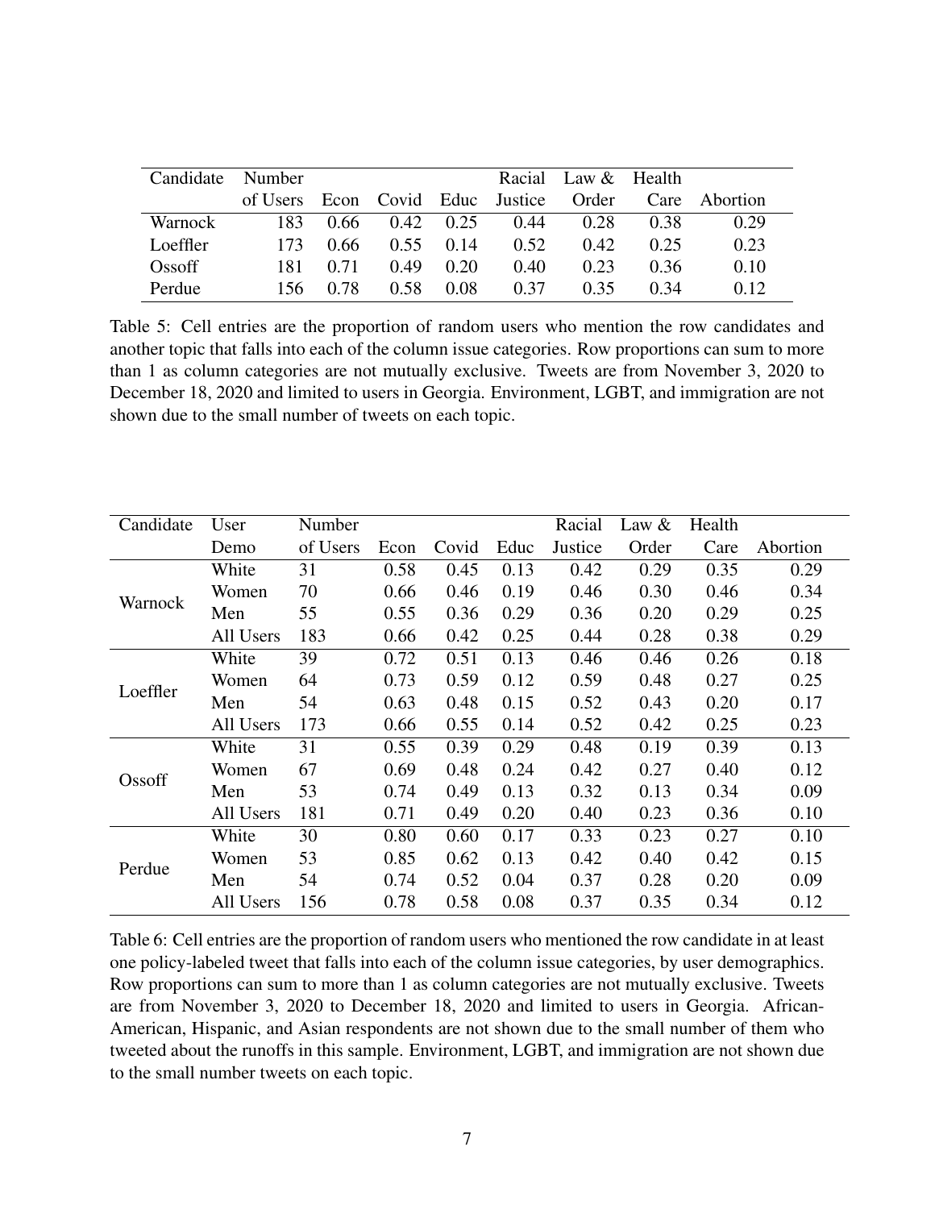| Candidate | Number of Users | Econ | Covid | Educ | Racial Justice | Law & Order | Health Care | Abortion |
|---|---|---|---|---|---|---|---|---|
| Warnock | 183 | 0.66 | 0.42 | 0.25 | 0.44 | 0.28 | 0.38 | 0.29 |
| Loeffler | 173 | 0.66 | 0.55 | 0.14 | 0.52 | 0.42 | 0.25 | 0.23 |
| Ossoff | 181 | 0.71 | 0.49 | 0.20 | 0.40 | 0.23 | 0.36 | 0.10 |
| Perdue | 156 | 0.78 | 0.58 | 0.08 | 0.37 | 0.35 | 0.34 | 0.12 |

Table 5: Cell entries are the proportion of random users who mention the row candidates and another topic that falls into each of the column issue categories. Row proportions can sum to more than 1 as column categories are not mutually exclusive. Tweets are from November 3, 2020 to December 18, 2020 and limited to users in Georgia. Environment, LGBT, and immigration are not shown due to the small number of tweets on each topic.

| Candidate | User Demo | Number of Users | Econ | Covid | Educ | Racial Justice | Law & Order | Health Care | Abortion |
|---|---|---|---|---|---|---|---|---|---|
| Warnock | White | 31 | 0.58 | 0.45 | 0.13 | 0.42 | 0.29 | 0.35 | 0.29 |
| | Women | 70 | 0.66 | 0.46 | 0.19 | 0.46 | 0.30 | 0.46 | 0.34 |
| | Men | 55 | 0.55 | 0.36 | 0.29 | 0.36 | 0.20 | 0.29 | 0.25 |
| | All Users | 183 | 0.66 | 0.42 | 0.25 | 0.44 | 0.28 | 0.38 | 0.29 |
| Loeffler | White | 39 | 0.72 | 0.51 | 0.13 | 0.46 | 0.46 | 0.26 | 0.18 |
| | Women | 64 | 0.73 | 0.59 | 0.12 | 0.59 | 0.48 | 0.27 | 0.25 |
| | Men | 54 | 0.63 | 0.48 | 0.15 | 0.52 | 0.43 | 0.20 | 0.17 |
| | All Users | 173 | 0.66 | 0.55 | 0.14 | 0.52 | 0.42 | 0.25 | 0.23 |
| Ossoff | White | 31 | 0.55 | 0.39 | 0.29 | 0.48 | 0.19 | 0.39 | 0.13 |
| | Women | 67 | 0.69 | 0.48 | 0.24 | 0.42 | 0.27 | 0.40 | 0.12 |
| | Men | 53 | 0.74 | 0.49 | 0.13 | 0.32 | 0.13 | 0.34 | 0.09 |
| | All Users | 181 | 0.71 | 0.49 | 0.20 | 0.40 | 0.23 | 0.36 | 0.10 |
| Perdue | White | 30 | 0.80 | 0.60 | 0.17 | 0.33 | 0.23 | 0.27 | 0.10 |
| | Women | 53 | 0.85 | 0.62 | 0.13 | 0.42 | 0.40 | 0.42 | 0.15 |
| | Men | 54 | 0.74 | 0.52 | 0.04 | 0.37 | 0.28 | 0.20 | 0.09 |
| | All Users | 156 | 0.78 | 0.58 | 0.08 | 0.37 | 0.35 | 0.34 | 0.12 |

Table 6: Cell entries are the proportion of random users who mentioned the row candidate in at least one policy-labeled tweet that falls into each of the column issue categories, by user demographics. Row proportions can sum to more than 1 as column categories are not mutually exclusive. Tweets are from November 3, 2020 to December 18, 2020 and limited to users in Georgia. African-American, Hispanic, and Asian respondents are not shown due to the small number of them who tweeted about the runoffs in this sample. Environment, LGBT, and immigration are not shown due to the small number tweets on each topic.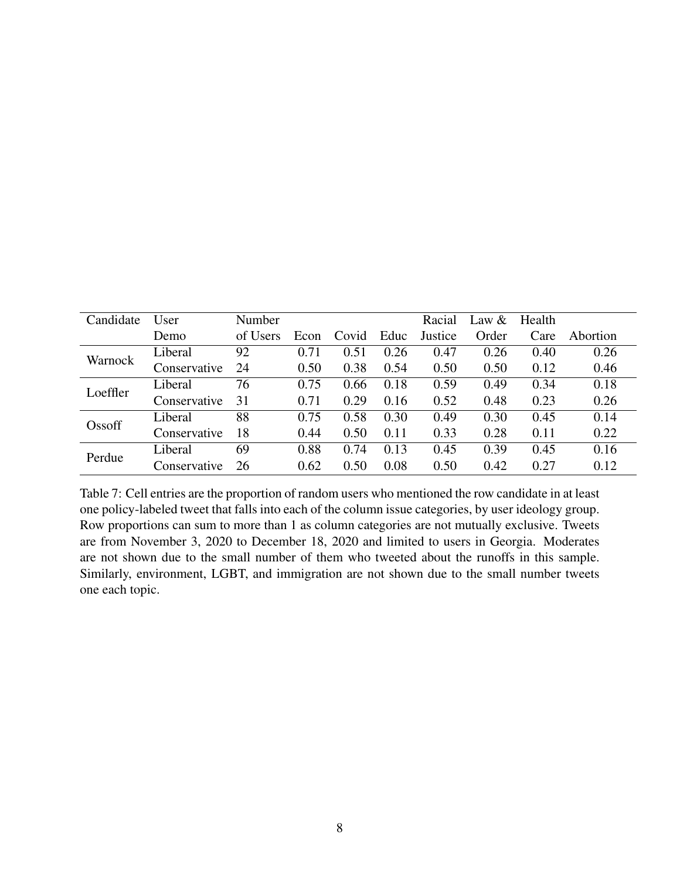| Candidate | User Demo | Number of Users | Econ | Covid | Educ | Racial Justice | Law & Order | Health Care | Abortion |
|---|---|---|---|---|---|---|---|---|---|
| Warnock | Liberal | 92 | 0.71 | 0.51 | 0.26 | 0.47 | 0.26 | 0.40 | 0.26 |
| | Conservative | 24 | 0.50 | 0.38 | 0.54 | 0.50 | 0.50 | 0.12 | 0.46 |
| Loeffler | Liberal | 76 | 0.75 | 0.66 | 0.18 | 0.59 | 0.49 | 0.34 | 0.18 |
| | Conservative | 31 | 0.71 | 0.29 | 0.16 | 0.52 | 0.48 | 0.23 | 0.26 |
| Ossoff | Liberal | 88 | 0.75 | 0.58 | 0.30 | 0.49 | 0.30 | 0.45 | 0.14 |
| | Conservative | 18 | 0.44 | 0.50 | 0.11 | 0.33 | 0.28 | 0.11 | 0.22 |
| Perdue | Liberal | 69 | 0.88 | 0.74 | 0.13 | 0.45 | 0.39 | 0.45 | 0.16 |
| | Conservative | 26 | 0.62 | 0.50 | 0.08 | 0.50 | 0.42 | 0.27 | 0.12 |

Table 7: Cell entries are the proportion of random users who mentioned the row candidate in at least one policy-labeled tweet that falls into each of the column issue categories, by user ideology group. Row proportions can sum to more than 1 as column categories are not mutually exclusive. Tweets are from November 3, 2020 to December 18, 2020 and limited to users in Georgia. Moderates are not shown due to the small number of them who tweeted about the runoffs in this sample. Similarly, environment, LGBT, and immigration are not shown due to the small number tweets one each topic.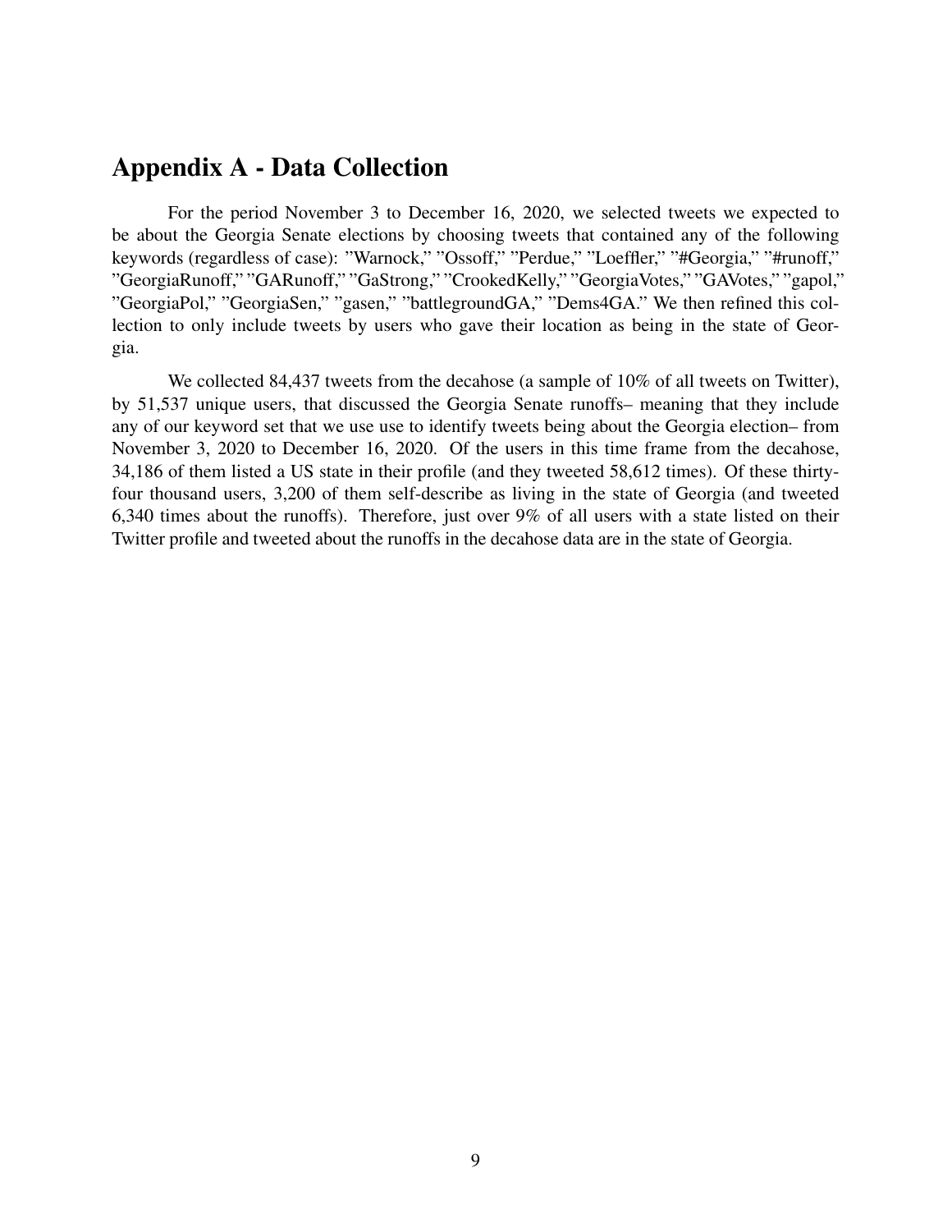# Appendix A - Data Collection

For the period November 3 to December 16, 2020, we selected tweets we expected to be about the Georgia Senate elections by choosing tweets that contained any of the following keywords (regardless of case): "Warnock," "Ossoff," "Perdue," "Loeffler," "#Georgia," "#runoff," "GeorgiaRunoff," "GARunoff," "GaStrong," "CrookedKelly," "GeorgiaVotes," "GAVotes," "gapol," "GeorgiaPol," "GeorgiaSen," "gasen," "battlegroundGA," "Dems4GA." We then refined this collection to only include tweets by users who gave their location as being in the state of Georgia.

We collected 84,437 tweets from the decahose (a sample of 10% of all tweets on Twitter), by 51,537 unique users, that discussed the Georgia Senate runoffs– meaning that they include any of our keyword set that we use use to identify tweets being about the Georgia election– from November 3, 2020 to December 16, 2020. Of the users in this time frame from the decahose, 34,186 of them listed a US state in their profile (and they tweeted 58,612 times). Of these thirty-four thousand users, 3,200 of them self-describe as living in the state of Georgia (and tweeted 6,340 times about the runoffs). Therefore, just over 9% of all users with a state listed on their Twitter profile and tweeted about the runoffs in the decahose data are in the state of Georgia.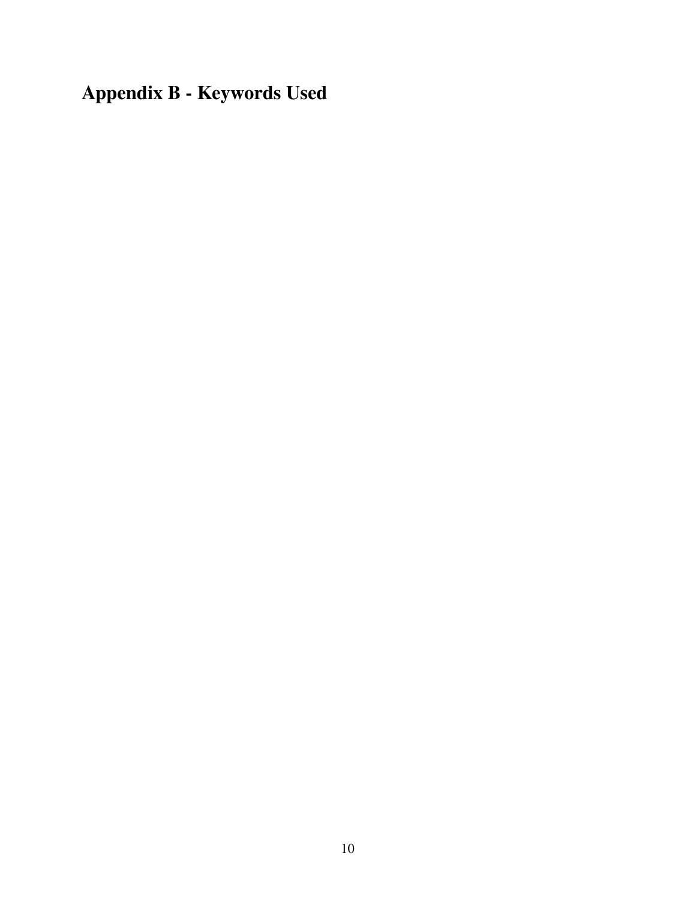# Appendix B - Keywords Used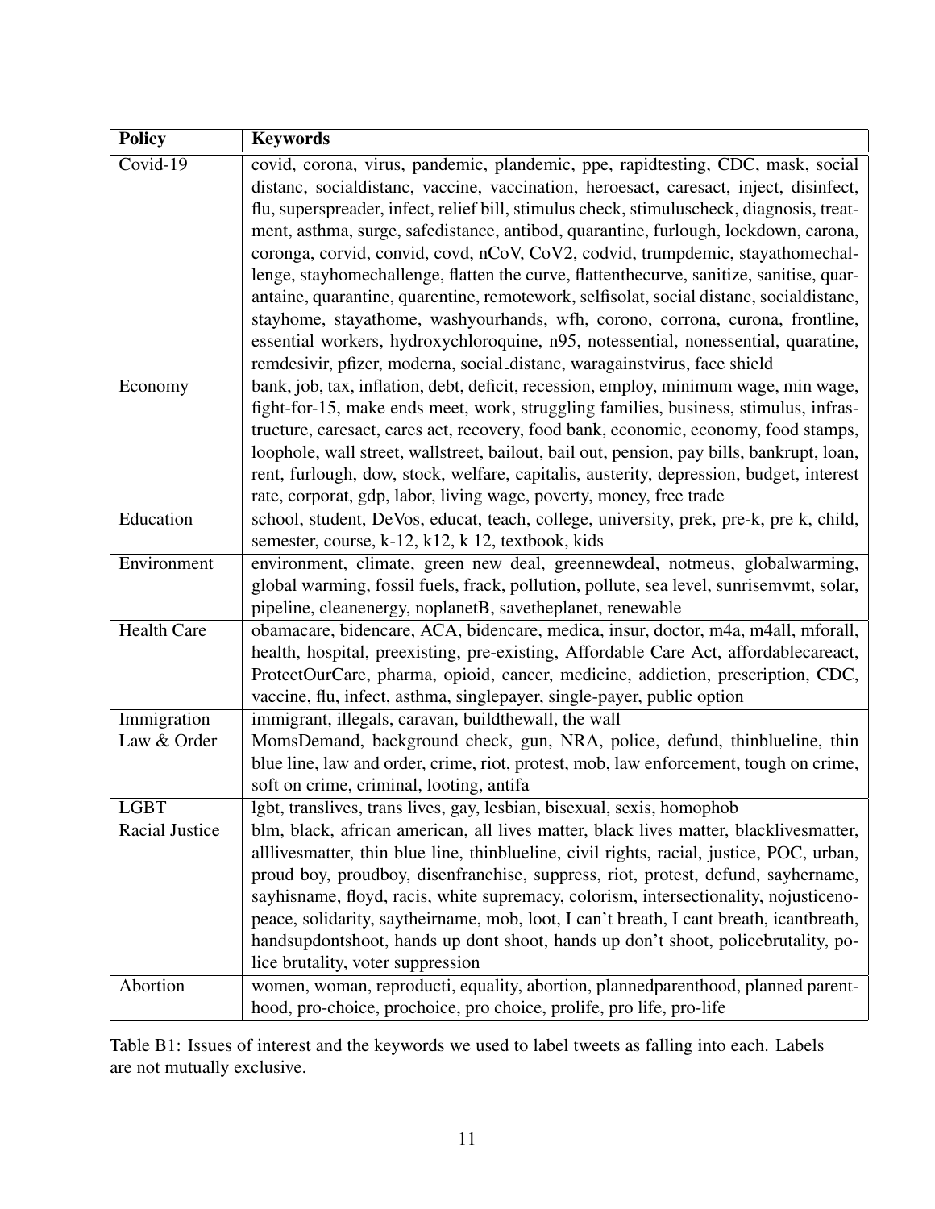| Policy | Keywords |
|---|---|
| Covid-19 | covid, corona, virus, pandemic, plandemic, ppe, rapidtesting, CDC, mask, social distanc, socialdistanc, vaccine, vaccination, heroesact, caresact, inject, disinfect, flu, superspreader, infect, relief bill, stimulus check, stimuluscheck, diagnosis, treatment, asthma, surge, safedistance, antibod, quarantine, furlough, lockdown, carona, coronga, corvid, convid, covd, nCoV, CoV2, codvid, trumpdemic, stayathomechallenge, stayhomechallenge, flatten the curve, flattenthecurve, sanitize, sanitise, quarantaine, quarantine, quarentine, remotework, selfisolat, social distanc, socialdistanc, stayhome, stayathome, washyourhands, wfh, corono, corrona, curona, frontline, essential workers, hydroxychloroquine, n95, notessential, nonessential, quaratine, remdesivir, pfizer, moderna, social_distanc, waragainstvirus, face shield |
| Economy | bank, job, tax, inflation, debt, deficit, recession, employ, minimum wage, min wage, fight-for-15, make ends meet, work, struggling families, business, stimulus, infrastructure, caresact, cares act, recovery, food bank, economic, economy, food stamps, loophole, wall street, wallstreet, bailout, bail out, pension, pay bills, bankrupt, loan, rent, furlough, dow, stock, welfare, capitalis, austerity, depression, budget, interest rate, corporat, gdp, labor, living wage, poverty, money, free trade |
| Education | school, student, DeVos, educat, teach, college, university, prek, pre-k, pre k, child, semester, course, k-12, k12, k 12, textbook, kids |
| Environment | environment, climate, green new deal, greennewdeal, notmeus, globalwarming, global warming, fossil fuels, frack, pollution, pollute, sea level, sunrisemvmt, solar, pipeline, cleanenergy, noplanetB, savetheplanet, renewable |
| Health Care | obamacare, bidencare, ACA, bidencare, medica, insur, doctor, m4a, m4all, mforall, health, hospital, preexisting, pre-existing, Affordable Care Act, affordablecareact, ProtectOurCare, pharma, opioid, cancer, medicine, addiction, prescription, CDC, vaccine, flu, infect, asthma, singlepayer, single-payer, public option |
| Immigration | immigrant, illegals, caravan, buildthewall, the wall |
| Law & Order | MomsDemand, background check, gun, NRA, police, defund, thinblueline, thin blue line, law and order, crime, riot, protest, mob, law enforcement, tough on crime, soft on crime, criminal, looting, antifa |
| LGBT | lgbt, translives, trans lives, gay, lesbian, bisexual, sexis, homophob |
| Racial Justice | blm, black, african american, all lives matter, black lives matter, blacklivesmatter, alllivesmatter, thin blue line, thinblueline, civil rights, racial, justice, POC, urban, proud boy, proudboy, disenfranchise, suppress, riot, protest, defund, sayhername, sayhisname, floyd, racis, white supremacy, colorism, intersectionality, nojusticenopeace, solidarity, saytheirname, mob, loot, I can't breath, I cant breath, icantbreath, handsupdontshoot, hands up dont shoot, hands up don't shoot, policebrutality, police brutality, voter suppression |
| Abortion | women, woman, reproducti, equality, abortion, plannedparenthood, planned parenthood, pro-choice, prochoice, pro choice, prolife, pro life, pro-life |

Table B1: Issues of interest and the keywords we used to label tweets as falling into each. Labels are not mutually exclusive.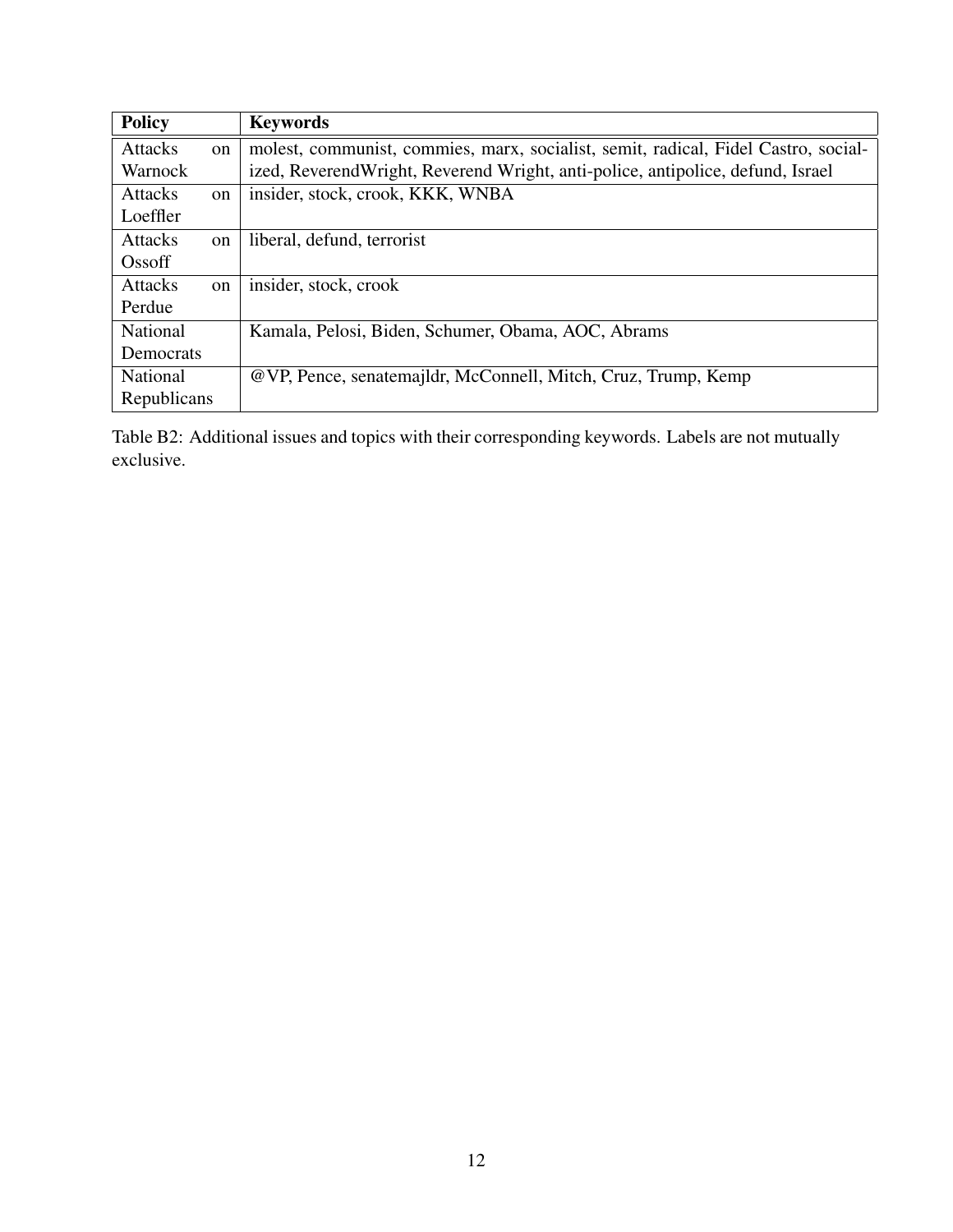| Policy | Keywords |
|---|---|
| Attacks on Warnock | molest, communist, commies, marx, socialist, semit, radical, Fidel Castro, socialized, ReverendWright, Reverend Wright, anti-police, antipolice, defund, Israel |
| Attacks on Loeffler | insider, stock, crook, KKK, WNBA |
| Attacks on Ossoff | liberal, defund, terrorist |
| Attacks on Perdue | insider, stock, crook |
| National Democrats | Kamala, Pelosi, Biden, Schumer, Obama, AOC, Abrams |
| National Republicans | @VP, Pence, senatemajldr, McConnell, Mitch, Cruz, Trump, Kemp |

Table B2: Additional issues and topics with their corresponding keywords. Labels are not mutually exclusive.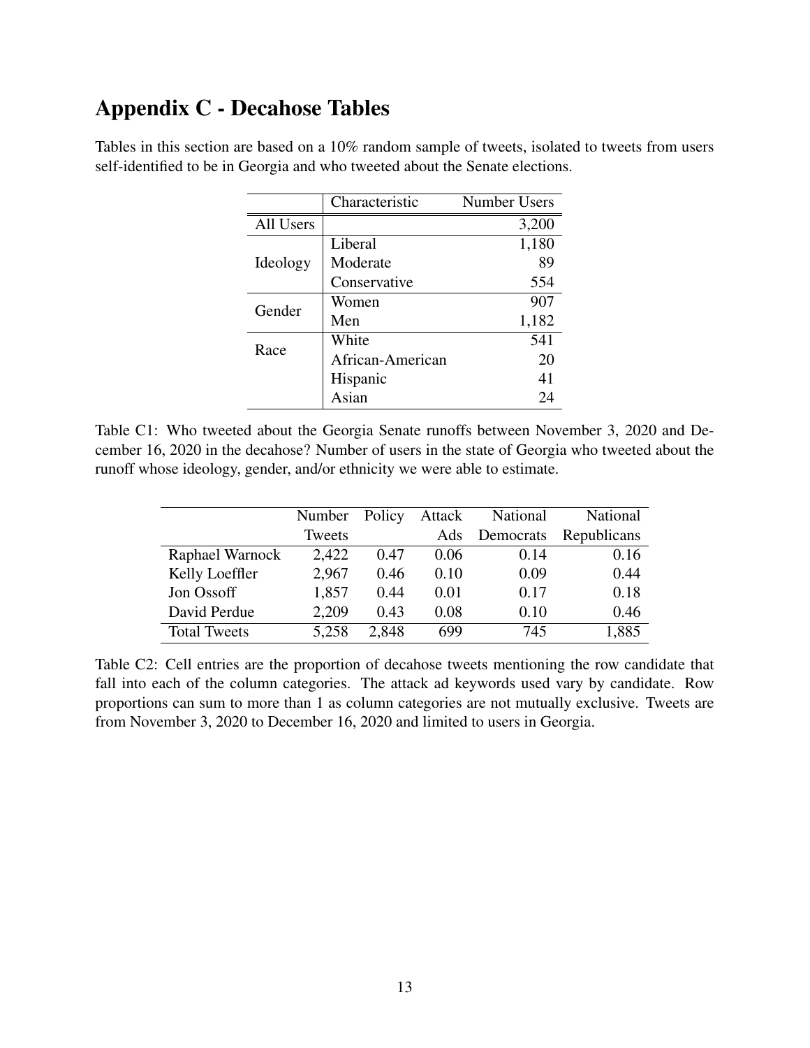## Appendix C - Decahose Tables

Tables in this section are based on a 10% random sample of tweets, isolated to tweets from users self-identified to be in Georgia and who tweeted about the Senate elections.

| | Characteristic | Number Users |
|---|---|---|
| All Users | | 3,200 |
| Ideology | Liberal | 1,180 |
| | Moderate | 89 |
| | Conservative | 554 |
| Gender | Women | 907 |
| | Men | 1,182 |
| Race | White | 541 |
| | African-American | 20 |
| | Hispanic | 41 |
| | Asian | 24 |

Table C1: Who tweeted about the Georgia Senate runoffs between November 3, 2020 and December 16, 2020 in the decahose? Number of users in the state of Georgia who tweeted about the runoff whose ideology, gender, and/or ethnicity we were able to estimate.

| | Number Tweets | Policy | Attack Ads | National Democrats | National Republicans |
|---|---|---|---|---|---|
| Raphael Warnock | 2,422 | 0.47 | 0.06 | 0.14 | 0.16 |
| Kelly Loeffler | 2,967 | 0.46 | 0.10 | 0.09 | 0.44 |
| Jon Ossoff | 1,857 | 0.44 | 0.01 | 0.17 | 0.18 |
| David Perdue | 2,209 | 0.43 | 0.08 | 0.10 | 0.46 |
| Total Tweets | 5,258 | 2,848 | 699 | 745 | 1,885 |

Table C2: Cell entries are the proportion of decahose tweets mentioning the row candidate that fall into each of the column categories. The attack ad keywords used vary by candidate. Row proportions can sum to more than 1 as column categories are not mutually exclusive. Tweets are from November 3, 2020 to December 16, 2020 and limited to users in Georgia.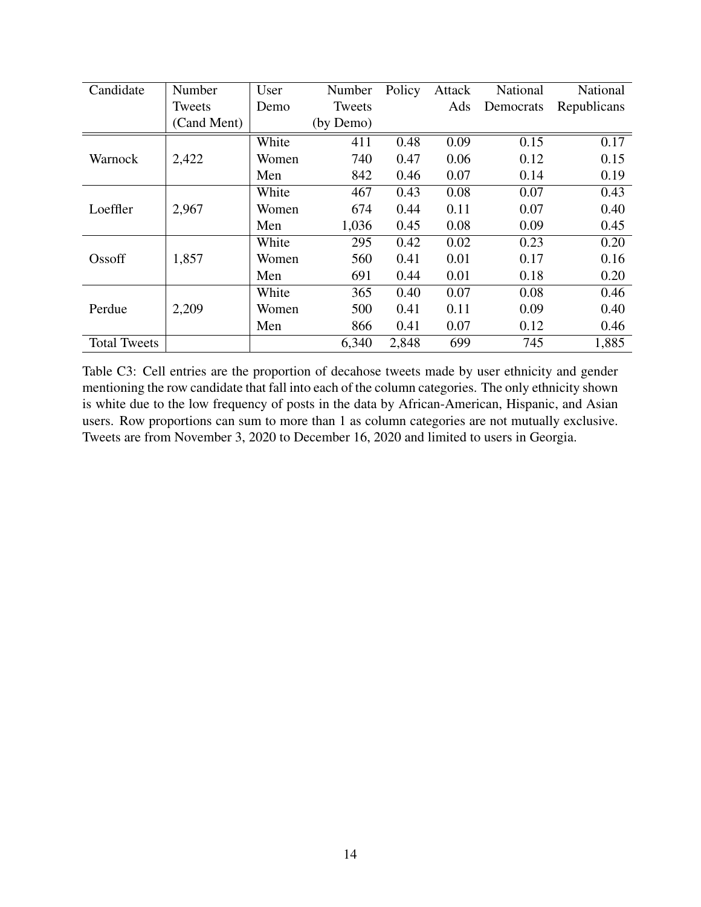| Candidate | Number Tweets (Cand Ment) | User Demo | Number Tweets (by Demo) | Policy | Attack Ads | National Democrats | National Republicans |
|---|---|---|---|---|---|---|---|
| Warnock | 2,422 | White | 411 | 0.48 | 0.09 | 0.15 | 0.17 |
| | | Women | 740 | 0.47 | 0.06 | 0.12 | 0.15 |
| | | Men | 842 | 0.46 | 0.07 | 0.14 | 0.19 |
| Loeffler | 2,967 | White | 467 | 0.43 | 0.08 | 0.07 | 0.43 |
| | | Women | 674 | 0.44 | 0.11 | 0.07 | 0.40 |
| | | Men | 1,036 | 0.45 | 0.08 | 0.09 | 0.45 |
| Ossoff | 1,857 | White | 295 | 0.42 | 0.02 | 0.23 | 0.20 |
| | | Women | 560 | 0.41 | 0.01 | 0.17 | 0.16 |
| | | Men | 691 | 0.44 | 0.01 | 0.18 | 0.20 |
| Perdue | 2,209 | White | 365 | 0.40 | 0.07 | 0.08 | 0.46 |
| | | Women | 500 | 0.41 | 0.11 | 0.09 | 0.40 |
| | | Men | 866 | 0.41 | 0.07 | 0.12 | 0.46 |
| Total Tweets | | | 6,340 | 2,848 | 699 | 745 | 1,885 |

Table C3: Cell entries are the proportion of decahose tweets made by user ethnicity and gender mentioning the row candidate that fall into each of the column categories. The only ethnicity shown is white due to the low frequency of posts in the data by African-American, Hispanic, and Asian users. Row proportions can sum to more than 1 as column categories are not mutually exclusive. Tweets are from November 3, 2020 to December 16, 2020 and limited to users in Georgia.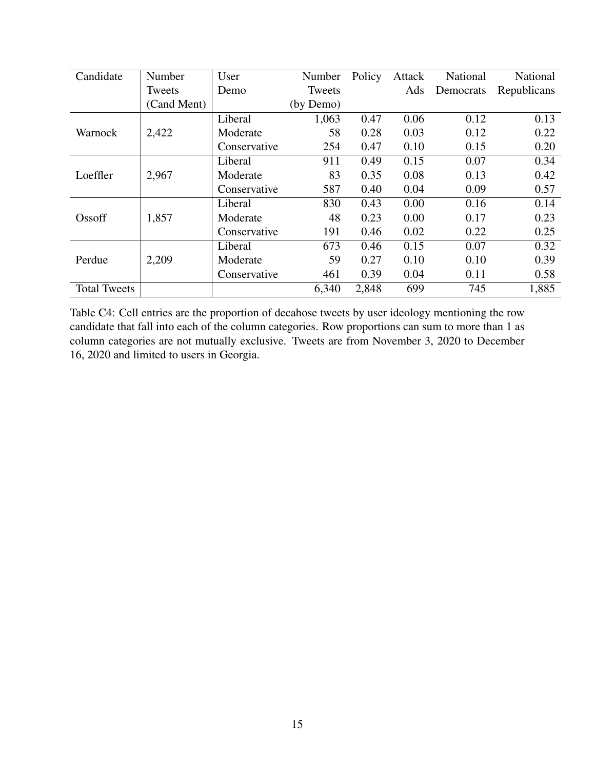| Candidate | Number Tweets (Cand Ment) | User Demo | Number Tweets (by Demo) | Policy | Attack Ads | National Democrats | National Republicans |
|---|---|---|---|---|---|---|---|
| Warnock | 2,422 | Liberal | 1,063 | 0.47 | 0.06 | 0.12 | 0.13 |
| | | Moderate | 58 | 0.28 | 0.03 | 0.12 | 0.22 |
| | | Conservative | 254 | 0.47 | 0.10 | 0.15 | 0.20 |
| Loeffler | 2,967 | Liberal | 911 | 0.49 | 0.15 | 0.07 | 0.34 |
| | | Moderate | 83 | 0.35 | 0.08 | 0.13 | 0.42 |
| | | Conservative | 587 | 0.40 | 0.04 | 0.09 | 0.57 |
| Ossoff | 1,857 | Liberal | 830 | 0.43 | 0.00 | 0.16 | 0.14 |
| | | Moderate | 48 | 0.23 | 0.00 | 0.17 | 0.23 |
| | | Conservative | 191 | 0.46 | 0.02 | 0.22 | 0.25 |
| Perdue | 2,209 | Liberal | 673 | 0.46 | 0.15 | 0.07 | 0.32 |
| | | Moderate | 59 | 0.27 | 0.10 | 0.10 | 0.39 |
| | | Conservative | 461 | 0.39 | 0.04 | 0.11 | 0.58 |
| Total Tweets | | | 6,340 | 2,848 | 699 | 745 | 1,885 |

Table C4: Cell entries are the proportion of decahose tweets by user ideology mentioning the row candidate that fall into each of the column categories. Row proportions can sum to more than 1 as column categories are not mutually exclusive. Tweets are from November 3, 2020 to December 16, 2020 and limited to users in Georgia.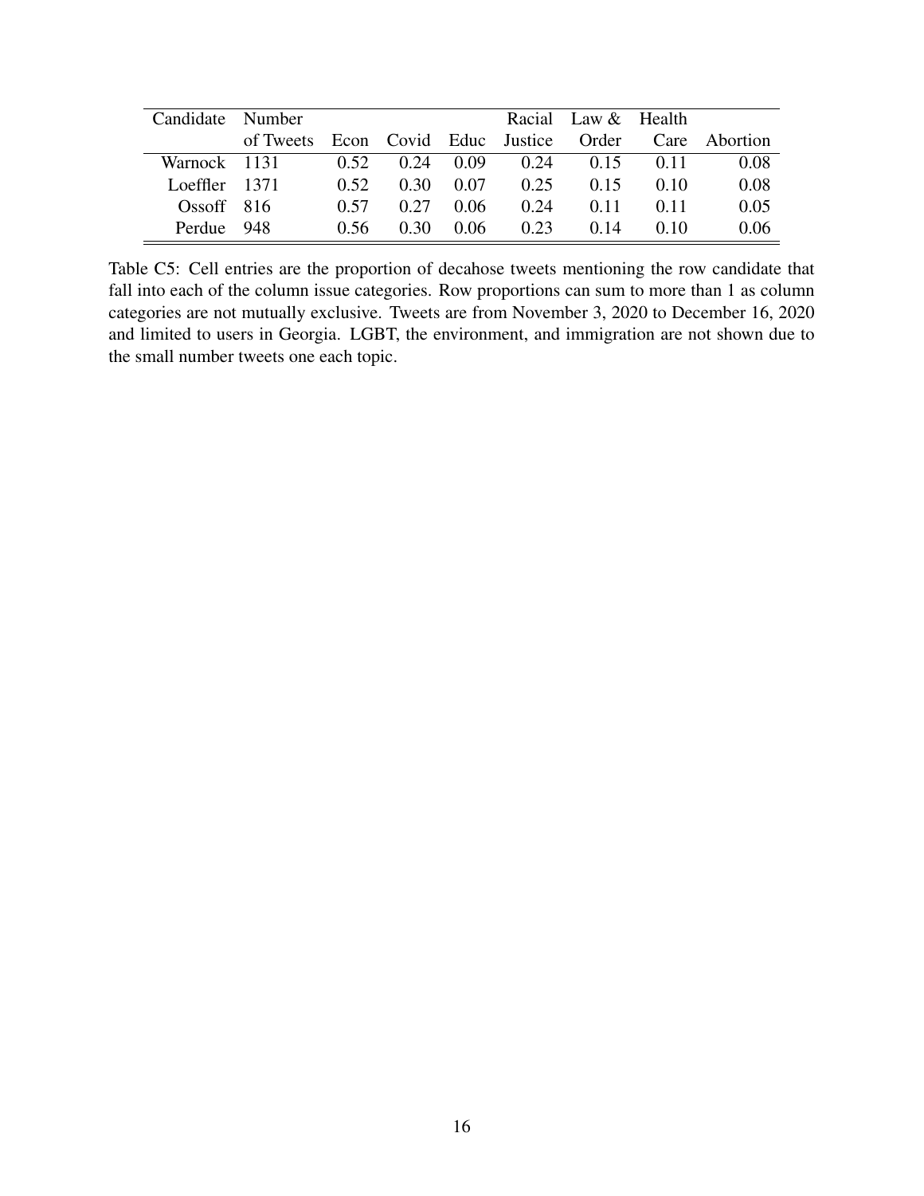| Candidate | Number of Tweets | Econ | Covid | Educ | Racial Justice | Law & Order | Health Care | Abortion |
|---|---|---|---|---|---|---|---|---|
| Warnock | 1131 | 0.52 | 0.24 | 0.09 | 0.24 | 0.15 | 0.11 | 0.08 |
| Loeffler | 1371 | 0.52 | 0.30 | 0.07 | 0.25 | 0.15 | 0.10 | 0.08 |
| Ossoff | 816 | 0.57 | 0.27 | 0.06 | 0.24 | 0.11 | 0.11 | 0.05 |
| Perdue | 948 | 0.56 | 0.30 | 0.06 | 0.23 | 0.14 | 0.10 | 0.06 |

Table C5: Cell entries are the proportion of decahose tweets mentioning the row candidate that fall into each of the column issue categories. Row proportions can sum to more than 1 as column categories are not mutually exclusive. Tweets are from November 3, 2020 to December 16, 2020 and limited to users in Georgia. LGBT, the environment, and immigration are not shown due to the small number tweets one each topic.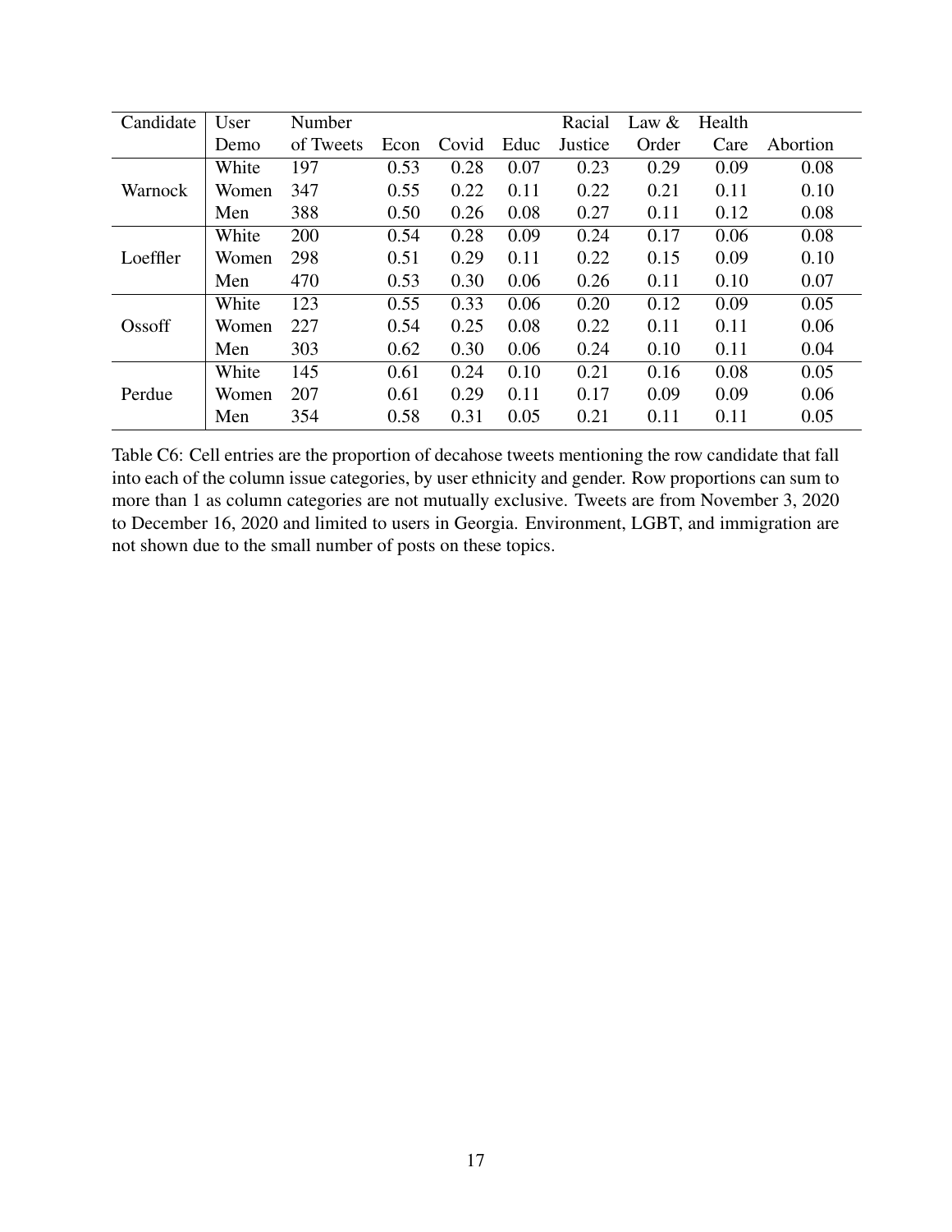| Candidate | User Demo | Number of Tweets | Econ | Covid | Educ | Racial Justice | Law & Order | Health Care | Abortion |
|---|---|---|---|---|---|---|---|---|---|
| Warnock | White | 197 | 0.53 | 0.28 | 0.07 | 0.23 | 0.29 | 0.09 | 0.08 |
| | Women | 347 | 0.55 | 0.22 | 0.11 | 0.22 | 0.21 | 0.11 | 0.10 |
| | Men | 388 | 0.50 | 0.26 | 0.08 | 0.27 | 0.11 | 0.12 | 0.08 |
| Loeffler | White | 200 | 0.54 | 0.28 | 0.09 | 0.24 | 0.17 | 0.06 | 0.08 |
| | Women | 298 | 0.51 | 0.29 | 0.11 | 0.22 | 0.15 | 0.09 | 0.10 |
| | Men | 470 | 0.53 | 0.30 | 0.06 | 0.26 | 0.11 | 0.10 | 0.07 |
| Ossoff | White | 123 | 0.55 | 0.33 | 0.06 | 0.20 | 0.12 | 0.09 | 0.05 |
| | Women | 227 | 0.54 | 0.25 | 0.08 | 0.22 | 0.11 | 0.11 | 0.06 |
| | Men | 303 | 0.62 | 0.30 | 0.06 | 0.24 | 0.10 | 0.11 | 0.04 |
| Perdue | White | 145 | 0.61 | 0.24 | 0.10 | 0.21 | 0.16 | 0.08 | 0.05 |
| | Women | 207 | 0.61 | 0.29 | 0.11 | 0.17 | 0.09 | 0.09 | 0.06 |
| | Men | 354 | 0.58 | 0.31 | 0.05 | 0.21 | 0.11 | 0.11 | 0.05 |

Table C6: Cell entries are the proportion of decahose tweets mentioning the row candidate that fall into each of the column issue categories, by user ethnicity and gender. Row proportions can sum to more than 1 as column categories are not mutually exclusive. Tweets are from November 3, 2020 to December 16, 2020 and limited to users in Georgia. Environment, LGBT, and immigration are not shown due to the small number of posts on these topics.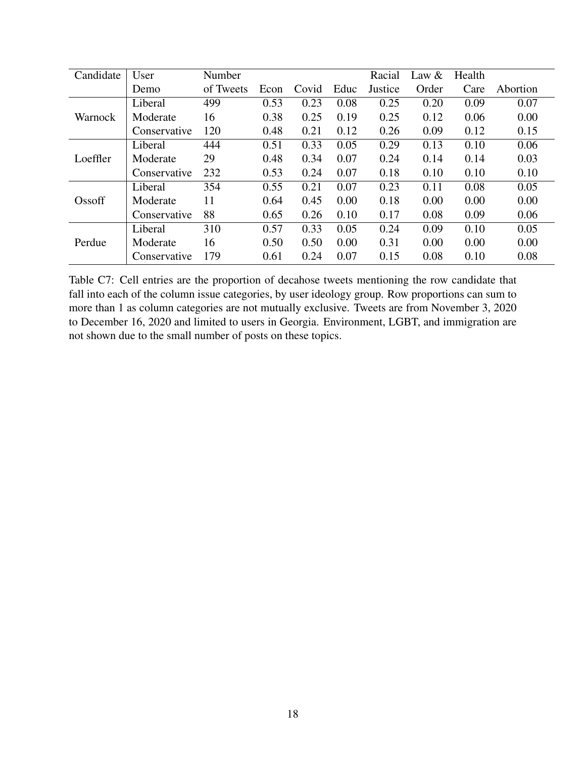| Candidate | User Demo | Number of Tweets | Econ | Covid | Educ | Racial Justice | Law & Order | Health Care | Abortion |
|---|---|---|---|---|---|---|---|---|---|
| Warnock | Liberal | 499 | 0.53 | 0.23 | 0.08 | 0.25 | 0.20 | 0.09 | 0.07 |
| | Moderate | 16 | 0.38 | 0.25 | 0.19 | 0.25 | 0.12 | 0.06 | 0.00 |
| | Conservative | 120 | 0.48 | 0.21 | 0.12 | 0.26 | 0.09 | 0.12 | 0.15 |
| Loeffler | Liberal | 444 | 0.51 | 0.33 | 0.05 | 0.29 | 0.13 | 0.10 | 0.06 |
| | Moderate | 29 | 0.48 | 0.34 | 0.07 | 0.24 | 0.14 | 0.14 | 0.03 |
| | Conservative | 232 | 0.53 | 0.24 | 0.07 | 0.18 | 0.10 | 0.10 | 0.10 |
| Ossoff | Liberal | 354 | 0.55 | 0.21 | 0.07 | 0.23 | 0.11 | 0.08 | 0.05 |
| | Moderate | 11 | 0.64 | 0.45 | 0.00 | 0.18 | 0.00 | 0.00 | 0.00 |
| | Conservative | 88 | 0.65 | 0.26 | 0.10 | 0.17 | 0.08 | 0.09 | 0.06 |
| Perdue | Liberal | 310 | 0.57 | 0.33 | 0.05 | 0.24 | 0.09 | 0.10 | 0.05 |
| | Moderate | 16 | 0.50 | 0.50 | 0.00 | 0.31 | 0.00 | 0.00 | 0.00 |
| | Conservative | 179 | 0.61 | 0.24 | 0.07 | 0.15 | 0.08 | 0.10 | 0.08 |

Table C7: Cell entries are the proportion of decahose tweets mentioning the row candidate that fall into each of the column issue categories, by user ideology group. Row proportions can sum to more than 1 as column categories are not mutually exclusive. Tweets are from November 3, 2020 to December 16, 2020 and limited to users in Georgia. Environment, LGBT, and immigration are not shown due to the small number of posts on these topics.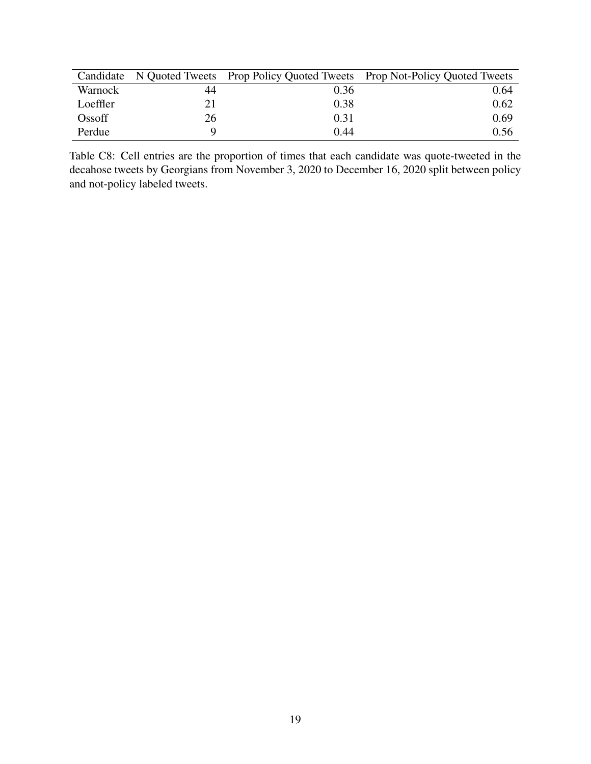| Candidate | N Quoted Tweets | Prop Policy Quoted Tweets | Prop Not-Policy Quoted Tweets |
|---|---|---|---|
| Warnock | 44 | 0.36 | 0.64 |
| Loeffler | 21 | 0.38 | 0.62 |
| Ossoff | 26 | 0.31 | 0.69 |
| Perdue | 9 | 0.44 | 0.56 |

Table C8: Cell entries are the proportion of times that each candidate was quote-tweeted in the decahose tweets by Georgians from November 3, 2020 to December 16, 2020 split between policy and not-policy labeled tweets.